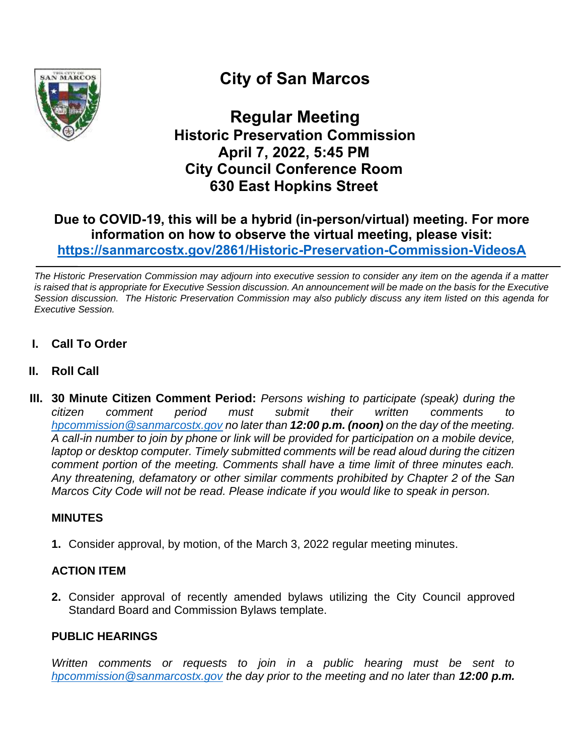# City of San Marcos

## Regular Meeting
## Historic Preservation Commission
## April 7, 2022, 5:45 PM
## City Council Conference Room
## 630 East Hopkins Street

**Due to COVID-19, this will be a hybrid (in-person/virtual) meeting. For more information on how to observe the virtual meeting, please visit:**
**https://sanmarcostx.gov/2861/Historic-Preservation-Commission-VideosA**

---

*The Historic Preservation Commission may adjourn into executive session to consider any item on the agenda if a matter is raised that is appropriate for Executive Session discussion. An announcement will be made on the basis for the Executive Session discussion. The Historic Preservation Commission may also publicly discuss any item listed on this agenda for Executive Session.*

**I. Call To Order**

**II. Roll Call**

**III. 30 Minute Citizen Comment Period:** *Persons wishing to participate (speak) during the citizen comment period must submit their written comments to hpcommission@sanmarcostx.gov no later than **12:00 p.m. (noon)** on the day of the meeting. A call-in number to join by phone or link will be provided for participation on a mobile device, laptop or desktop computer. Timely submitted comments will be read aloud during the citizen comment portion of the meeting. Comments shall have a time limit of three minutes each. Any threatening, defamatory or other similar comments prohibited by Chapter 2 of the San Marcos City Code will not be read. Please indicate if you would like to speak in person.*

**MINUTES**

**1.** Consider approval, by motion, of the March 3, 2022 regular meeting minutes.

**ACTION ITEM**

**2.** Consider approval of recently amended bylaws utilizing the City Council approved Standard Board and Commission Bylaws template.

**PUBLIC HEARINGS**

*Written comments or requests to join in a public hearing must be sent to hpcommission@sanmarcostx.gov the day prior to the meeting and no later than **12:00 p.m.***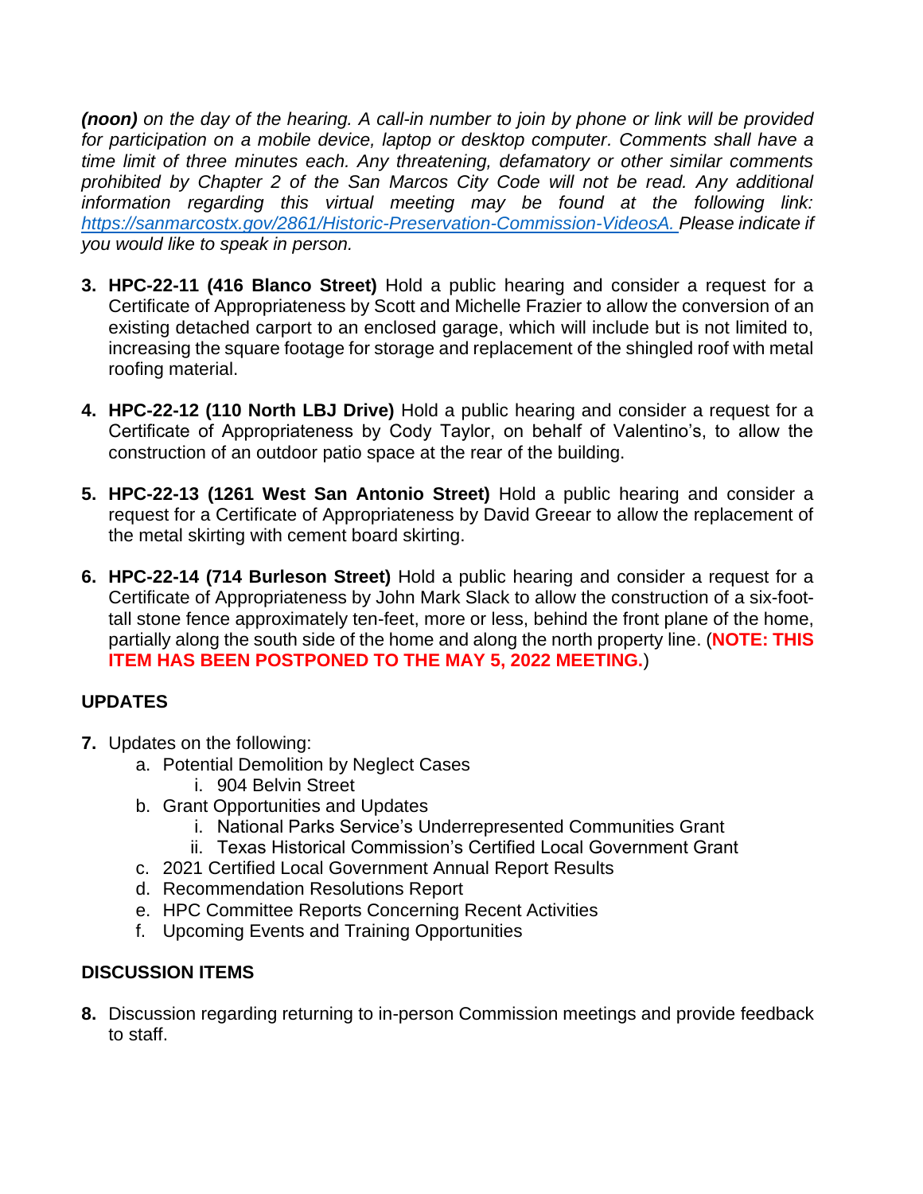***(noon)*** *on the day of the hearing. A call-in number to join by phone or link will be provided for participation on a mobile device, laptop or desktop computer. Comments shall have a time limit of three minutes each. Any threatening, defamatory or other similar comments prohibited by Chapter 2 of the San Marcos City Code will not be read. Any additional information regarding this virtual meeting may be found at the following link: [https://sanmarcostx.gov/2861/Historic-Preservation-Commission-VideosA.](https://sanmarcostx.gov/2861/Historic-Preservation-Commission-VideosA) Please indicate if you would like to speak in person.*

3. **HPC-22-11 (416 Blanco Street)** Hold a public hearing and consider a request for a Certificate of Appropriateness by Scott and Michelle Frazier to allow the conversion of an existing detached carport to an enclosed garage, which will include but is not limited to, increasing the square footage for storage and replacement of the shingled roof with metal roofing material.

4. **HPC-22-12 (110 North LBJ Drive)** Hold a public hearing and consider a request for a Certificate of Appropriateness by Cody Taylor, on behalf of Valentino's, to allow the construction of an outdoor patio space at the rear of the building.

5. **HPC-22-13 (1261 West San Antonio Street)** Hold a public hearing and consider a request for a Certificate of Appropriateness by David Greear to allow the replacement of the metal skirting with cement board skirting.

6. **HPC-22-14 (714 Burleson Street)** Hold a public hearing and consider a request for a Certificate of Appropriateness by John Mark Slack to allow the construction of a six-foot-tall stone fence approximately ten-feet, more or less, behind the front plane of the home, partially along the south side of the home and along the north property line. (**NOTE: THIS ITEM HAS BEEN POSTPONED TO THE MAY 5, 2022 MEETING.**)

**UPDATES**

7. Updates on the following:
   a. Potential Demolition by Neglect Cases
      i. 904 Belvin Street
   b. Grant Opportunities and Updates
      i. National Parks Service's Underrepresented Communities Grant
      ii. Texas Historical Commission's Certified Local Government Grant
   c. 2021 Certified Local Government Annual Report Results
   d. Recommendation Resolutions Report
   e. HPC Committee Reports Concerning Recent Activities
   f. Upcoming Events and Training Opportunities

**DISCUSSION ITEMS**

8. Discussion regarding returning to in-person Commission meetings and provide feedback to staff.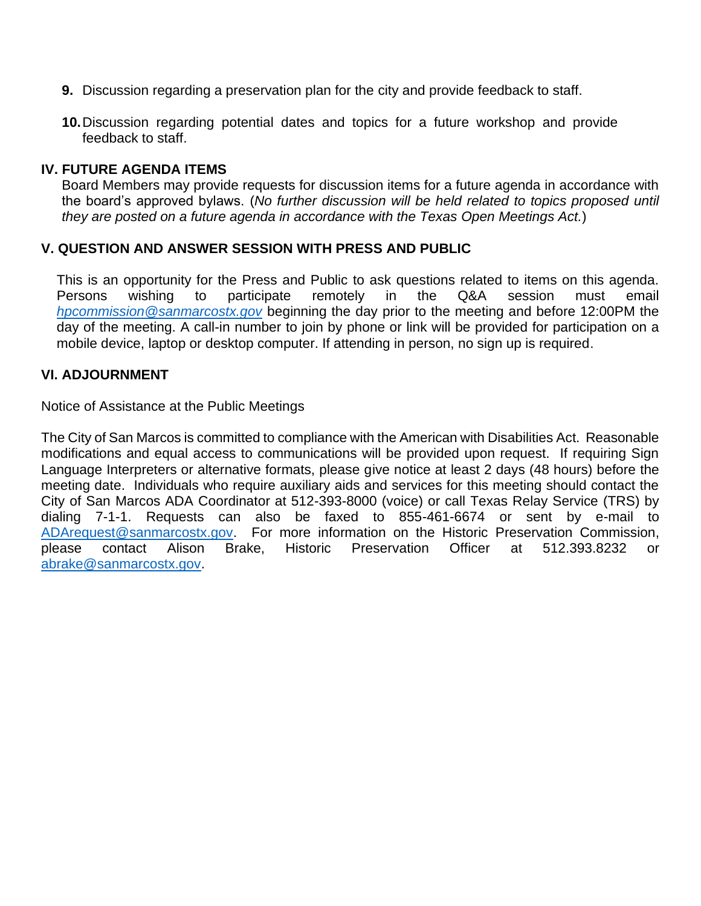9. Discussion regarding a preservation plan for the city and provide feedback to staff.

10. Discussion regarding potential dates and topics for a future workshop and provide feedback to staff.

## IV. FUTURE AGENDA ITEMS

Board Members may provide requests for discussion items for a future agenda in accordance with the board's approved bylaws. (*No further discussion will be held related to topics proposed until they are posted on a future agenda in accordance with the Texas Open Meetings Act.*)

## V. QUESTION AND ANSWER SESSION WITH PRESS AND PUBLIC

This is an opportunity for the Press and Public to ask questions related to items on this agenda. Persons wishing to participate remotely in the Q&A session must email *hpcommission@sanmarcostx.gov* beginning the day prior to the meeting and before 12:00PM the day of the meeting. A call-in number to join by phone or link will be provided for participation on a mobile device, laptop or desktop computer. If attending in person, no sign up is required.

## VI. ADJOURNMENT

Notice of Assistance at the Public Meetings

The City of San Marcos is committed to compliance with the American with Disabilities Act. Reasonable modifications and equal access to communications will be provided upon request. If requiring Sign Language Interpreters or alternative formats, please give notice at least 2 days (48 hours) before the meeting date. Individuals who require auxiliary aids and services for this meeting should contact the City of San Marcos ADA Coordinator at 512-393-8000 (voice) or call Texas Relay Service (TRS) by dialing 7-1-1. Requests can also be faxed to 855-461-6674 or sent by e-mail to ADArequest@sanmarcostx.gov. For more information on the Historic Preservation Commission, please contact Alison Brake, Historic Preservation Officer at 512.393.8232 or abrake@sanmarcostx.gov.